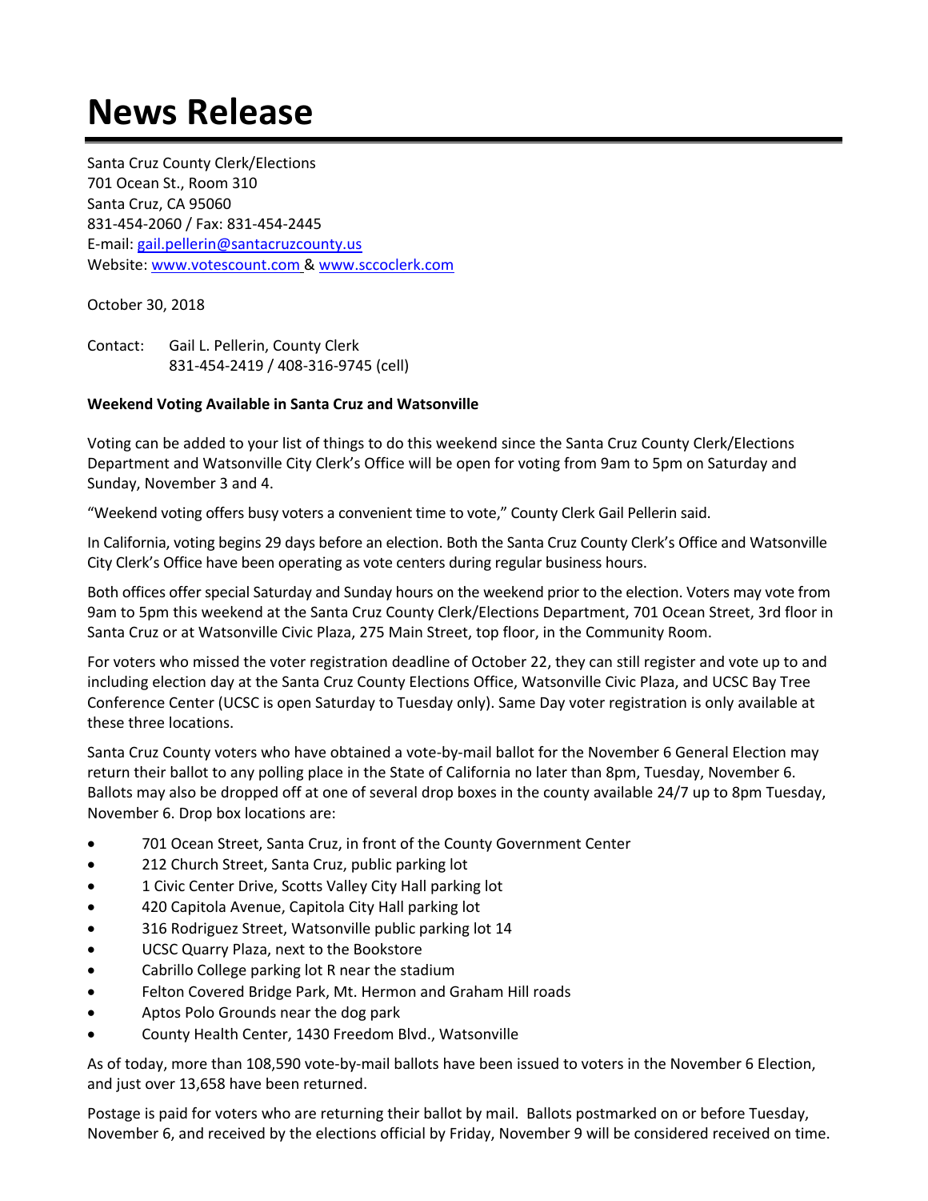# News Release

Santa Cruz County Clerk/Elections
701 Ocean St., Room 310
Santa Cruz, CA 95060
831-454-2060 / Fax: 831-454-2445
E-mail: gail.pellerin@santacruzcounty.us
Website: www.votescount.com & www.sccoclerk.com

October 30, 2018

Contact: Gail L. Pellerin, County Clerk
831-454-2419 / 408-316-9745 (cell)

**Weekend Voting Available in Santa Cruz and Watsonville**

Voting can be added to your list of things to do this weekend since the Santa Cruz County Clerk/Elections Department and Watsonville City Clerk's Office will be open for voting from 9am to 5pm on Saturday and Sunday, November 3 and 4.

"Weekend voting offers busy voters a convenient time to vote," County Clerk Gail Pellerin said.

In California, voting begins 29 days before an election. Both the Santa Cruz County Clerk's Office and Watsonville City Clerk's Office have been operating as vote centers during regular business hours.

Both offices offer special Saturday and Sunday hours on the weekend prior to the election. Voters may vote from 9am to 5pm this weekend at the Santa Cruz County Clerk/Elections Department, 701 Ocean Street, 3rd floor in Santa Cruz or at Watsonville Civic Plaza, 275 Main Street, top floor, in the Community Room.

For voters who missed the voter registration deadline of October 22, they can still register and vote up to and including election day at the Santa Cruz County Elections Office, Watsonville Civic Plaza, and UCSC Bay Tree Conference Center (UCSC is open Saturday to Tuesday only). Same Day voter registration is only available at these three locations.

Santa Cruz County voters who have obtained a vote-by-mail ballot for the November 6 General Election may return their ballot to any polling place in the State of California no later than 8pm, Tuesday, November 6. Ballots may also be dropped off at one of several drop boxes in the county available 24/7 up to 8pm Tuesday, November 6. Drop box locations are:

- 701 Ocean Street, Santa Cruz, in front of the County Government Center
- 212 Church Street, Santa Cruz, public parking lot
- 1 Civic Center Drive, Scotts Valley City Hall parking lot
- 420 Capitola Avenue, Capitola City Hall parking lot
- 316 Rodriguez Street, Watsonville public parking lot 14
- UCSC Quarry Plaza, next to the Bookstore
- Cabrillo College parking lot R near the stadium
- Felton Covered Bridge Park, Mt. Hermon and Graham Hill roads
- Aptos Polo Grounds near the dog park
- County Health Center, 1430 Freedom Blvd., Watsonville

As of today, more than 108,590 vote-by-mail ballots have been issued to voters in the November 6 Election, and just over 13,658 have been returned.

Postage is paid for voters who are returning their ballot by mail. Ballots postmarked on or before Tuesday, November 6, and received by the elections official by Friday, November 9 will be considered received on time.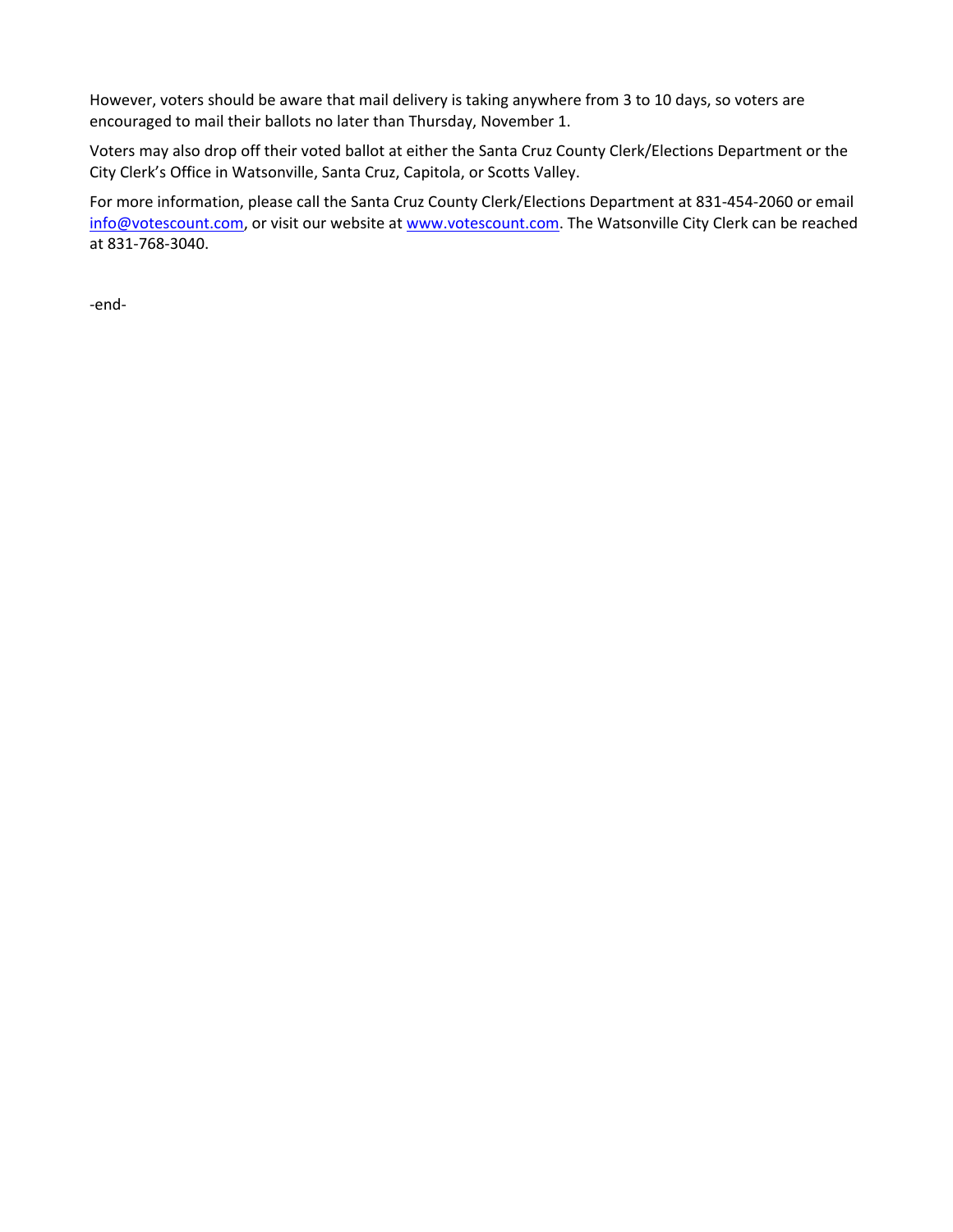However, voters should be aware that mail delivery is taking anywhere from 3 to 10 days, so voters are encouraged to mail their ballots no later than Thursday, November 1.

Voters may also drop off their voted ballot at either the Santa Cruz County Clerk/Elections Department or the City Clerk's Office in Watsonville, Santa Cruz, Capitola, or Scotts Valley.

For more information, please call the Santa Cruz County Clerk/Elections Department at 831-454-2060 or email info@votescount.com, or visit our website at www.votescount.com. The Watsonville City Clerk can be reached at 831-768-3040.

-end-